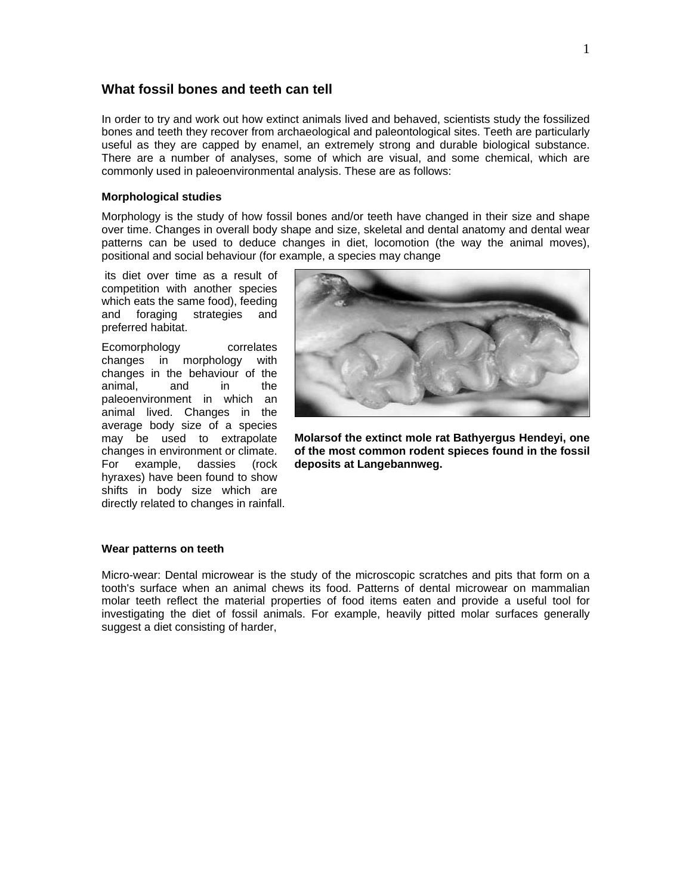## What fossil bones and teeth can tell

In order to try and work out how extinct animals lived and behaved, scientists study the fossilized bones and teeth they recover from archaeological and paleontological sites. Teeth are particularly useful as they are capped by enamel, an extremely strong and durable biological substance. There are a number of analyses, some of which are visual, and some chemical, which are commonly used in paleoenvironmental analysis. These are as follows:

### Morphological studies

Morphology is the study of how fossil bones and/or teeth have changed in their size and shape over time. Changes in overall body shape and size, skeletal and dental anatomy and dental wear patterns can be used to deduce changes in diet, locomotion (the way the animal moves), positional and social behaviour (for example, a species may change its diet over time as a result of competition with another species which eats the same food), feeding and foraging strategies and preferred habitat.

Ecomorphology correlates changes in morphology with changes in the behaviour of the animal, and in the paleoenvironment in which an animal lived. Changes in the average body size of a species may be used to extrapolate changes in environment or climate. For example, dassies (rock hyraxes) have been found to show shifts in body size which are directly related to changes in rainfall.

**Molarsof the extinct mole rat Bathyergus Hendeyi, one of the most common rodent spieces found in the fossil deposits at Langebannweg.**

### Wear patterns on teeth

Micro-wear: Dental microwear is the study of the microscopic scratches and pits that form on a tooth's surface when an animal chews its food. Patterns of dental microwear on mammalian molar teeth reflect the material properties of food items eaten and provide a useful tool for investigating the diet of fossil animals. For example, heavily pitted molar surfaces generally suggest a diet consisting of harder,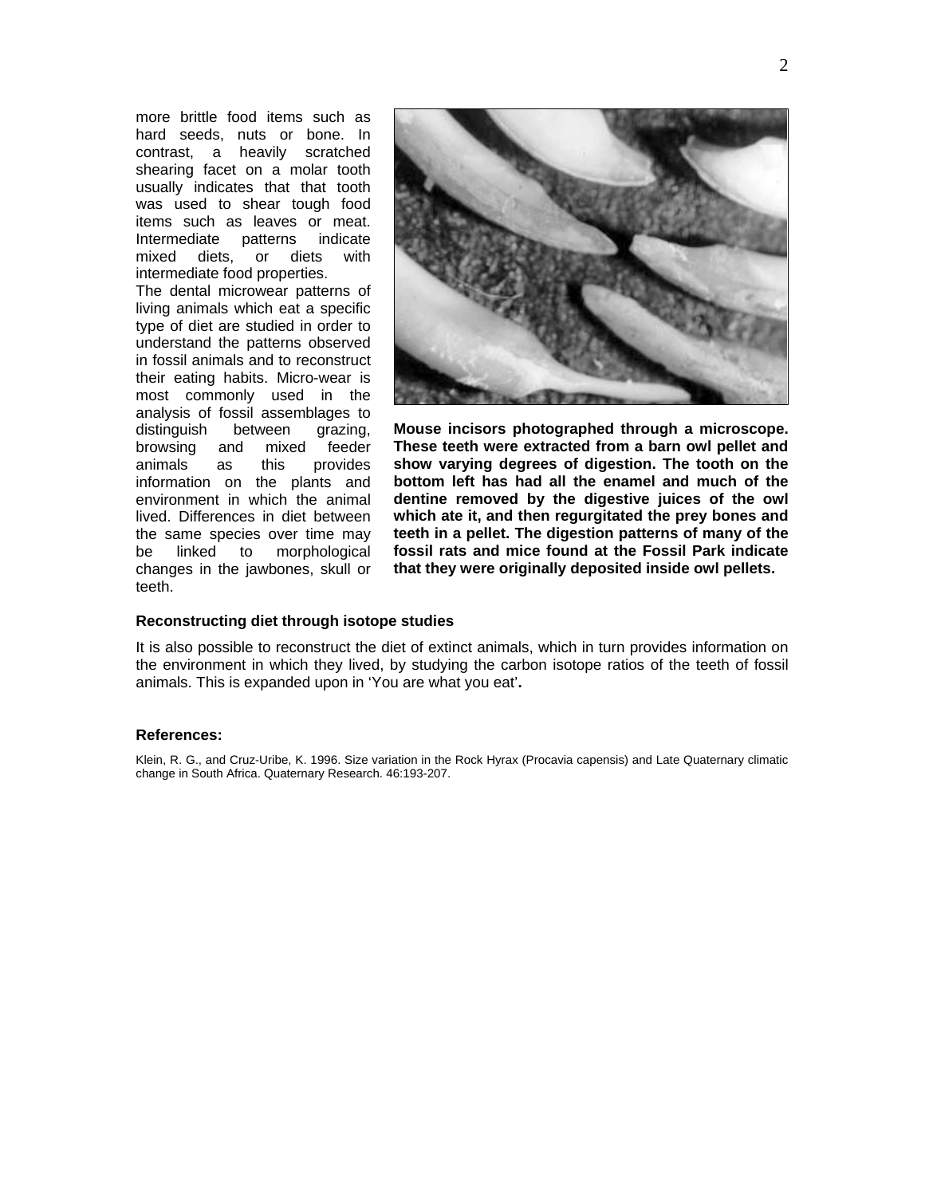more brittle food items such as hard seeds, nuts or bone. In contrast, a heavily scratched shearing facet on a molar tooth usually indicates that that tooth was used to shear tough food items such as leaves or meat. Intermediate patterns indicate mixed diets, or diets with intermediate food properties.

The dental microwear patterns of living animals which eat a specific type of diet are studied in order to understand the patterns observed in fossil animals and to reconstruct their eating habits. Micro-wear is most commonly used in the analysis of fossil assemblages to distinguish between grazing, browsing and mixed feeder animals as this provides information on the plants and environment in which the animal lived. Differences in diet between the same species over time may be linked to morphological changes in the jawbones, skull or teeth.

**Mouse incisors photographed through a microscope. These teeth were extracted from a barn owl pellet and show varying degrees of digestion. The tooth on the bottom left has had all the enamel and much of the dentine removed by the digestive juices of the owl which ate it, and then regurgitated the prey bones and teeth in a pellet. The digestion patterns of many of the fossil rats and mice found at the Fossil Park indicate that they were originally deposited inside owl pellets.**

### Reconstructing diet through isotope studies

It is also possible to reconstruct the diet of extinct animals, which in turn provides information on the environment in which they lived, by studying the carbon isotope ratios of the teeth of fossil animals. This is expanded upon in 'You are what you eat'**.**

### References:

Klein, R. G., and Cruz-Uribe, K. 1996. Size variation in the Rock Hyrax (Procavia capensis) and Late Quaternary climatic change in South Africa. Quaternary Research. 46:193-207.